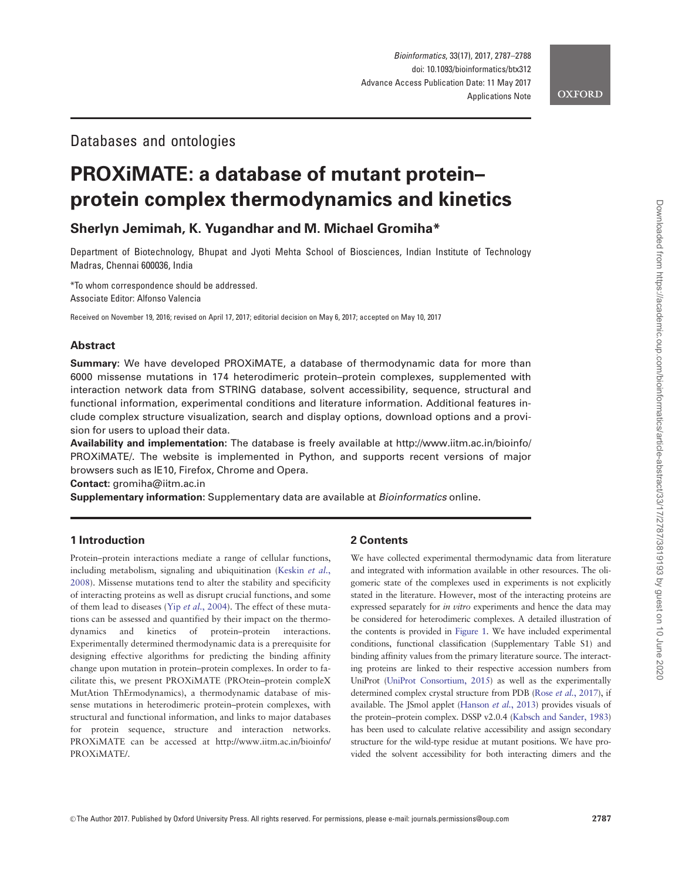Databases and ontologies

# PROXiMATE: a database of mutant protein–protein complex thermodynamics and kinetics

**Sherlyn Jemimah, K. Yugandhar and M. Michael Gromiha***

Department of Biotechnology, Bhupat and Jyoti Mehta School of Biosciences, Indian Institute of Technology Madras, Chennai 600036, India

*To whom correspondence should be addressed.
Associate Editor: Alfonso Valencia

Received on November 19, 2016; revised on April 17, 2017; editorial decision on May 6, 2017; accepted on May 10, 2017

## Abstract

**Summary:** We have developed PROXiMATE, a database of thermodynamic data for more than 6000 missense mutations in 174 heterodimeric protein–protein complexes, supplemented with interaction network data from STRING database, solvent accessibility, sequence, structural and functional information, experimental conditions and literature information. Additional features include complex structure visualization, search and display options, download options and a provision for users to upload their data.

**Availability and implementation:** The database is freely available at http://www.iitm.ac.in/bioinfo/PROXiMATE/. The website is implemented in Python, and supports recent versions of major browsers such as IE10, Firefox, Chrome and Opera.

**Contact:** gromiha@iitm.ac.in

**Supplementary information:** Supplementary data are available at *Bioinformatics* online.

## 1 Introduction

Protein–protein interactions mediate a range of cellular functions, including metabolism, signaling and ubiquitination (Keskin *et al.*, 2008). Missense mutations tend to alter the stability and specificity of interacting proteins as well as disrupt crucial functions, and some of them lead to diseases (Yip *et al.*, 2004). The effect of these mutations can be assessed and quantified by their impact on the thermodynamics and kinetics of protein–protein interactions. Experimentally determined thermodynamic data is a prerequisite for designing effective algorithms for predicting the binding affinity change upon mutation in protein–protein complexes. In order to facilitate this, we present PROXiMATE (PROtein–protein compleX MutAtion ThErmodynamics), a thermodynamic database of missense mutations in heterodimeric protein–protein complexes, with structural and functional information, and links to major databases for protein sequence, structure and interaction networks. PROXiMATE can be accessed at http://www.iitm.ac.in/bioinfo/PROXiMATE/.

## 2 Contents

We have collected experimental thermodynamic data from literature and integrated with information available in other resources. The oligomeric state of the complexes used in experiments is not explicitly stated in the literature. However, most of the interacting proteins are expressed separately for *in vitro* experiments and hence the data may be considered for heterodimeric complexes. A detailed illustration of the contents is provided in Figure 1. We have included experimental conditions, functional classification (Supplementary Table S1) and binding affinity values from the primary literature source. The interacting proteins are linked to their respective accession numbers from UniProt (UniProt Consortium, 2015) as well as the experimentally determined complex crystal structure from PDB (Rose *et al.*, 2017), if available. The JSmol applet (Hanson *et al.*, 2013) provides visuals of the protein–protein complex. DSSP v2.0.4 (Kabsch and Sander, 1983) has been used to calculate relative accessibility and assign secondary structure for the wild-type residue at mutant positions. We have provided the solvent accessibility for both interacting dimers and the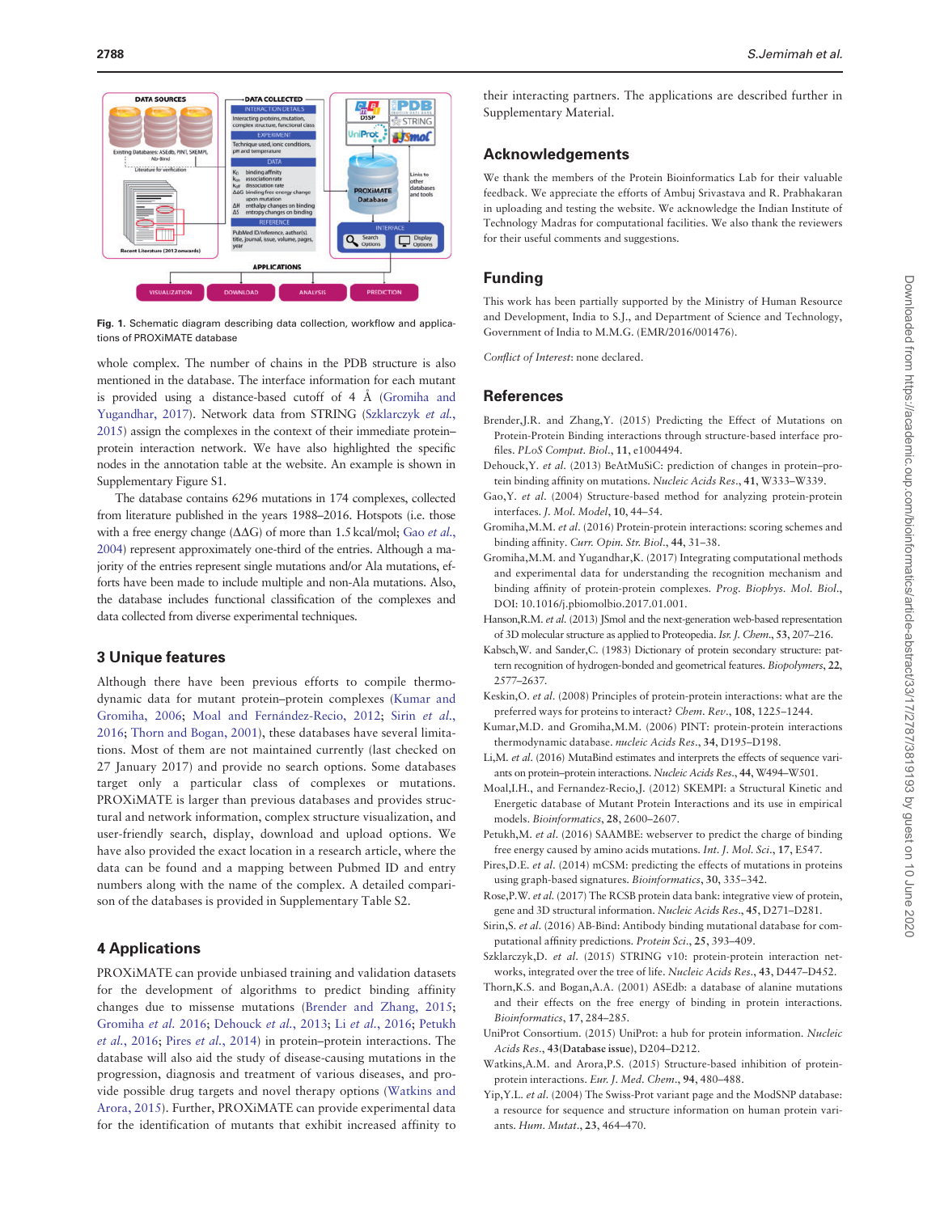**Fig. 1.** Schematic diagram describing data collection, workflow and applications of PROXiMATE database

whole complex. The number of chains in the PDB structure is also mentioned in the database. The interface information for each mutant is provided using a distance-based cutoff of 4 Å (Gromiha and Yugandhar, 2017). Network data from STRING (Szklarczyk *et al.*, 2015) assign the complexes in the context of their interacting protein–protein interaction network. We have also highlighted the specific nodes in the annotation table at the website. An example is shown in Supplementary Figure S1.

The database contains 6296 mutations in 174 complexes, collected from literature published in the years 1988–2016. Hotspots (i.e. those with a free energy change (ΔΔG) of more than 1.5 kcal/mol; Gao *et al.*, 2004) represent approximately one-third of the entries. Although a majority of the entries represent single mutations and/or Ala mutations, efforts have been made to include multiple and non-Ala mutations. Also, the database includes functional classification of the complexes and data collected from diverse experimental techniques.

## 3 Unique features

Although there have been previous efforts to compile thermodynamic data for mutant protein–protein complexes (Kumar and Gromiha, 2006; Moal and Fernández-Recio, 2012; Sirin *et al.*, 2016; Thorn and Bogan, 2001), these databases have several limitations. Most of them are not maintained currently (last checked on 27 January 2017) and provide no search options. Some databases target only a particular class of complexes or mutations. PROXiMATE is larger than previous databases and provides structural and network information, complex structure visualization, and user-friendly search, display, download and upload options. We have also provided the exact location in a research article, where the data can be found and a mapping between Pubmed ID and entry numbers along with the name of the complex. A detailed comparison of the databases is provided in Supplementary Table S2.

## 4 Applications

PROXiMATE can provide unbiased training and validation datasets for the development of algorithms to predict binding affinity changes due to missense mutations (Brender and Zhang, 2015; Gromiha *et al.* 2016; Dehouck *et al.*, 2013; Li *et al.*, 2016; Petukh *et al.*, 2016; Pires *et al.*, 2014) in protein–protein interactions. The database will also aid the study of disease-causing mutations in the progression, diagnosis and treatment of various diseases, and provide possible drug targets and novel therapy options (Watkins and Arora, 2015). Further, PROXiMATE can provide experimental data for the identification of mutants that exhibit increased affinity to their interacting partners. The applications are described further in Supplementary Material.

## Acknowledgements

We thank the members of the Protein Bioinformatics Lab for their valuable feedback. We appreciate the efforts of Ambuj Srivastava and R. Prabhakaran in uploading and testing the website. We acknowledge the Indian Institute of Technology Madras for computational facilities. We also thank the reviewers for their useful comments and suggestions.

## Funding

This work has been partially supported by the Ministry of Human Resource and Development, India to S.J., and Department of Science and Technology, Government of India to M.M.G. (EMR/2016/001476).

*Conflict of Interest*: none declared.

## References

Brender,J.R. and Zhang,Y. (2015) Predicting the Effect of Mutations on Protein-Protein Binding interactions through structure-based interface profiles. *PLoS Comput. Biol.*, **11**, e1004494.

Dehouck,Y. *et al.* (2013) BeAtMuSiC: prediction of changes in protein–protein binding affinity on mutations. *Nucleic Acids Res.*, **41**, W333–W339.

Gao,Y. *et al.* (2004) Structure-based method for analyzing protein-protein interfaces. *J. Mol. Model*, **10**, 44–54.

Gromiha,M.M. *et al.* (2016) Protein-protein interactions: scoring schemes and binding affinity. *Curr. Opin. Str. Biol.*, **44**, 31–38.

Gromiha,M.M. and Yugandhar,K. (2017) Integrating computational methods and experimental data for understanding the recognition mechanism and binding affinity of protein-protein complexes. *Prog. Biophys. Mol. Biol.*, DOI: 10.1016/j.pbiomolbio.2017.01.001.

Hanson,R.M. *et al.* (2013) JSmol and the next-generation web-based representation of 3D molecular structure as applied to Proteopedia. *Isr. J. Chem.*, **53**, 207–216.

Kabsch,W. and Sander,C. (1983) Dictionary of protein secondary structure: pattern recognition of hydrogen-bonded and geometrical features. *Biopolymers*, **22**, 2577–2637.

Keskin,O. *et al.* (2008) Principles of protein-protein interactions: what are the preferred ways for proteins to interact? *Chem. Rev.*, **108**, 1225–1244.

Kumar,M.D. and Gromiha,M.M. (2006) PINT: protein-protein interactions thermodynamic database. *nucleic Acids Res.*, **34**, D195–D198.

Li,M. *et al.* (2016) MutaBind estimates and interprets the effects of sequence variants on protein–protein interactions. *Nucleic Acids Res.*, **44**, W494–W501.

Moal,I.H., and Fernandez-Recio,J. (2012) SKEMPI: a Structural Kinetic and Energetic database of Mutant Protein Interactions and its use in empirical models. *Bioinformatics*, **28**, 2600–2607.

Petukh,M. *et al.* (2016) SAAMBE: webserver to predict the charge of binding free energy caused by amino acids mutations. *Int. J. Mol. Sci.*, **17**, E547.

Pires,D.E. *et al.* (2014) mCSM: predicting the effects of mutations in proteins using graph-based signatures. *Bioinformatics*, **30**, 335–342.

Rose,P.W. *et al.* (2017) The RCSB protein data bank: integrative view of protein, gene and 3D structural information. *Nucleic Acids Res.*, **45**, D271–D281.

Sirin,S. *et al.* (2016) AB-Bind: Antibody binding mutational database for computational affinity predictions. *Protein Sci.*, **25**, 393–409.

Szklarczyk,D. *et al.* (2015) STRING v10: protein-protein interaction networks, integrated over the tree of life. *Nucleic Acids Res.*, **43**, D447–D452.

Thorn,K.S. and Bogan,A.A. (2001) ASEdb: a database of alanine mutations and their effects on the free energy of binding in protein interactions. *Bioinformatics*, **17**, 284–285.

UniProt Consortium. (2015) UniProt: a hub for protein information. *Nucleic Acids Res.*, **43(Database issue)**, D204–D212.

Watkins,A.M. and Arora,P.S. (2015) Structure-based inhibition of protein-protein interactions. *Eur. J. Med. Chem.*, **94**, 480–488.

Yip,Y.L. *et al.* (2004) The Swiss-Prot variant page and the ModSNP database: a resource for sequence and structure information on human protein variants. *Hum. Mutat.*, **23**, 464–470.